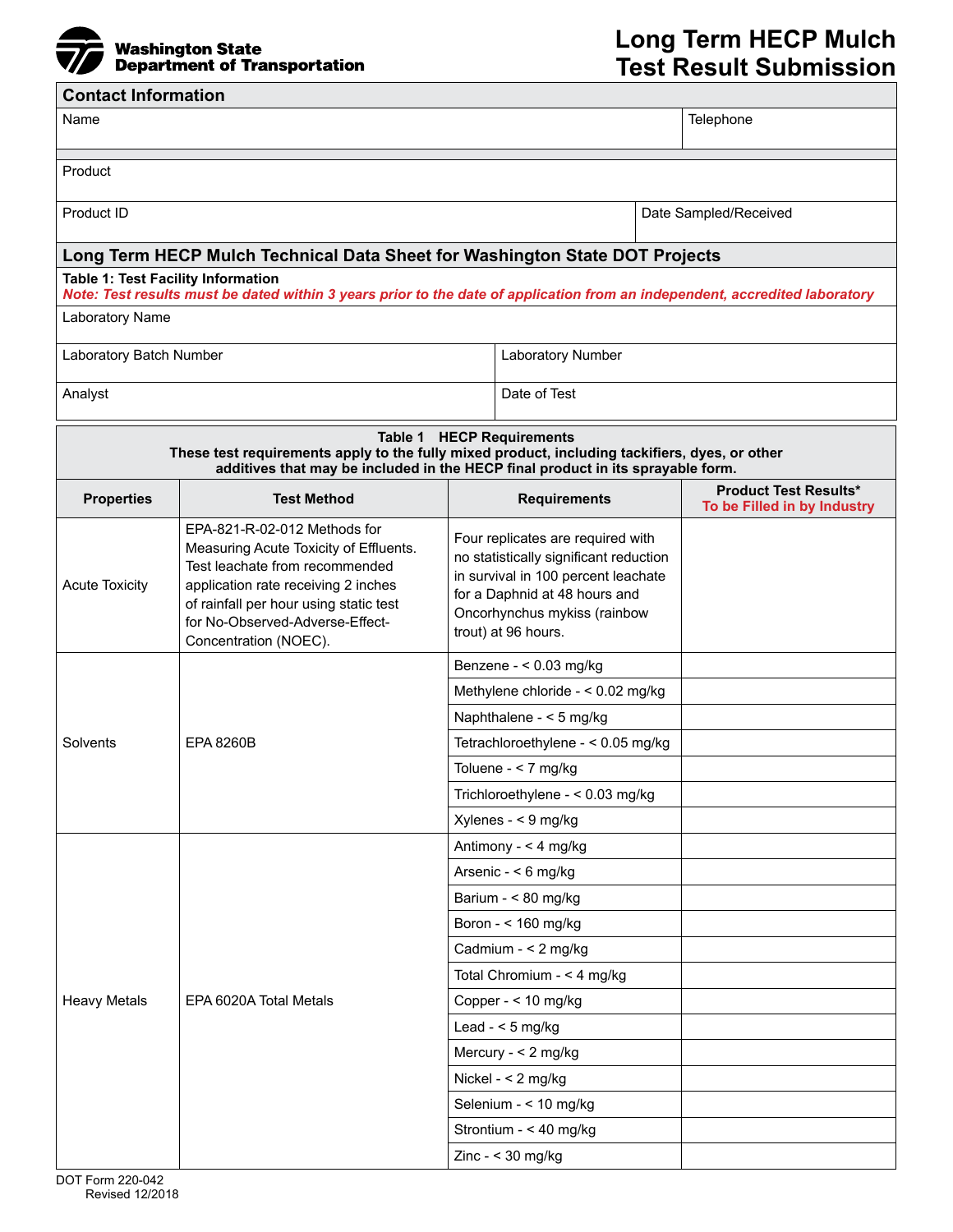**Washington State Department of Transportation**

# Long Term HECP Mulch Test Result Submission

## Contact Information

| Name | Telephone |
|---|---|
| | |

| Product | |
|---|---|
| Product ID | Date Sampled/Received |

## Long Term HECP Mulch Technical Data Sheet for Washington State DOT Projects

**Table 1: Test Facility Information**

***Note: Test results must be dated within 3 years prior to the date of application from an independent, accredited laboratory***

| Laboratory Name | |
|---|---|
| Laboratory Batch Number | Laboratory Number |
| Analyst | Date of Test |

**Table 1 HECP Requirements**
**These test requirements apply to the fully mixed product, including tackifiers, dyes, or other additives that may be included in the HECP final product in its sprayable form.**

| Properties | Test Method | Requirements | Product Test Results* To be Filled in by Industry |
|---|---|---|---|
| Acute Toxicity | EPA-821-R-02-012 Methods for Measuring Acute Toxicity of Effluents. Test leachate from recommended application rate receiving 2 inches of rainfall per hour using static test for No-Observed-Adverse-Effect-Concentration (NOEC). | Four replicates are required with no statistically significant reduction in survival in 100 percent leachate for a Daphnid at 48 hours and Oncorhynchus mykiss (rainbow trout) at 96 hours. | |
| Solvents | EPA 8260B | Benzene - < 0.03 mg/kg | |
| | | Methylene chloride - < 0.02 mg/kg | |
| | | Naphthalene - < 5 mg/kg | |
| | | Tetrachloroethylene - < 0.05 mg/kg | |
| | | Toluene - < 7 mg/kg | |
| | | Trichloroethylene - < 0.03 mg/kg | |
| | | Xylenes - < 9 mg/kg | |
| Heavy Metals | EPA 6020A Total Metals | Antimony - < 4 mg/kg | |
| | | Arsenic - < 6 mg/kg | |
| | | Barium - < 80 mg/kg | |
| | | Boron - < 160 mg/kg | |
| | | Cadmium - < 2 mg/kg | |
| | | Total Chromium - < 4 mg/kg | |
| | | Copper - < 10 mg/kg | |
| | | Lead - < 5 mg/kg | |
| | | Mercury - < 2 mg/kg | |
| | | Nickel - < 2 mg/kg | |
| | | Selenium - < 10 mg/kg | |
| | | Strontium - < 40 mg/kg | |
| | | Zinc - < 30 mg/kg | |

DOT Form 220-042
Revised 12/2018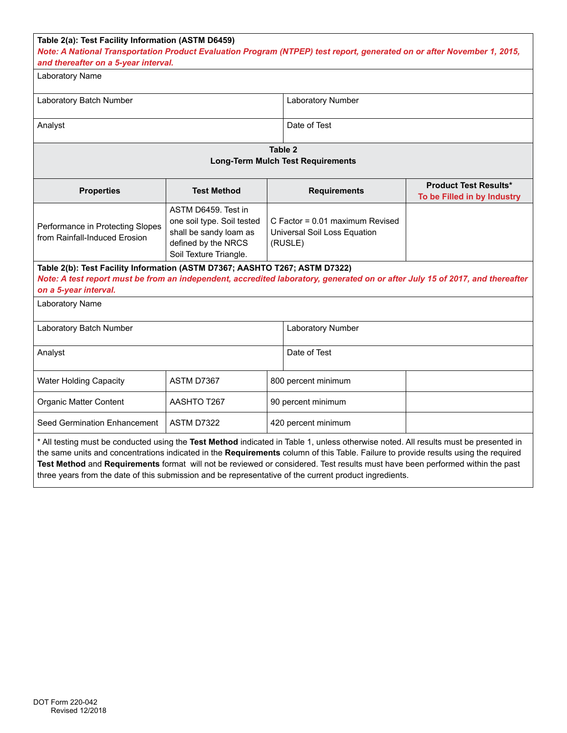**Table 2(a): Test Facility Information (ASTM D6459)**

***Note: A National Transportation Product Evaluation Program (NTPEP) test report, generated on or after November 1, 2015, and thereafter on a 5-year interval.***

| | |
|---|---|
| Laboratory Name | |
| Laboratory Batch Number | Laboratory Number |
| Analyst | Date of Test |

**Table 2**
**Long-Term Mulch Test Requirements**

| Properties | Test Method | Requirements | Product Test Results* To be Filled in by Industry |
|---|---|---|---|
| Performance in Protecting Slopes from Rainfall-Induced Erosion | ASTM D6459. Test in one soil type. Soil tested shall be sandy loam as defined by the NRCS Soil Texture Triangle. | C Factor = 0.01 maximum Revised Universal Soil Loss Equation (RUSLE) | |

**Table 2(b): Test Facility Information (ASTM D7367; AASHTO T267; ASTM D7322)**

***Note: A test report must be from an independent, accredited laboratory, generated on or after July 15 of 2017, and thereafter on a 5-year interval.***

| | |
|---|---|
| Laboratory Name | |
| Laboratory Batch Number | Laboratory Number |
| Analyst | Date of Test |

| Properties | Test Method | Requirements | Product Test Results* |
|---|---|---|---|
| Water Holding Capacity | ASTM D7367 | 800 percent minimum | |
| Organic Matter Content | AASHTO T267 | 90 percent minimum | |
| Seed Germination Enhancement | ASTM D7322 | 420 percent minimum | |

\* All testing must be conducted using the **Test Method** indicated in Table 1, unless otherwise noted. All results must be presented in the same units and concentrations indicated in the **Requirements** column of this Table. Failure to provide results using the required **Test Method** and **Requirements** format will not be reviewed or considered. Test results must have been performed within the past three years from the date of this submission and be representative of the current product ingredients.

DOT Form 220-042
Revised 12/2018